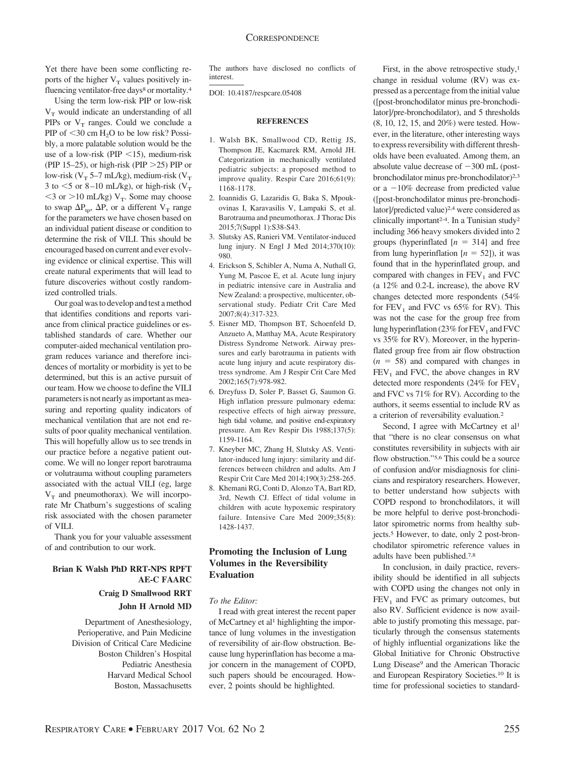Yet there have been some conflicting reports of the higher $V_T$ values positively influencing ventilator-free days[8] or mortality.[4]

Using the term low-risk PIP or low-risk $V_T$ would indicate an understanding of all PIPs or $V_T$ ranges. Could we conclude a PIP of $<30$ cm $H_2O$ to be low risk? Possibly, a more palatable solution would be the use of a low-risk (PIP $<15$), medium-risk (PIP 15–25), or high-risk (PIP $>25$) PIP or low-risk ($V_T$ 5–7 mL/kg), medium-risk ($V_T$ 3 to $<5$ or 8–10 mL/kg), or high-risk ($V_T$ $<3$ or $>10$ mL/kg) $V_T$. Some may choose to swap $\Delta P_{tp}$, $\Delta P$, or a different $V_T$ range for the parameters we have chosen based on an individual patient disease or condition to determine the risk of VILI. This should be encouraged based on current and ever evolving evidence or clinical expertise. This will create natural experiments that will lead to future discoveries without costly randomized controlled trials.

Our goal was to develop and test a method that identifies conditions and reports variance from clinical practice guidelines or established standards of care. Whether our computer-aided mechanical ventilation program reduces variance and therefore incidences of mortality or morbidity is yet to be determined, but this is an active pursuit of our team. How we choose to define the VILI parameters is not nearly as important as measuring and reporting quality indicators of mechanical ventilation that are not end results of poor quality mechanical ventilation. This will hopefully allow us to see trends in our practice before a negative patient outcome. We will no longer report barotrauma or volutrauma without coupling parameters associated with the actual VILI (eg, large $V_T$ and pneumothorax). We will incorporate Mr Chatburn's suggestions of scaling risk associated with the chosen parameter of VILI.

Thank you for your valuable assessment of and contribution to our work.

**Brian K Walsh PhD RRT-NPS RPFT AE-C FAARC**
**Craig D Smallwood RRT**
**John H Arnold MD**

Department of Anesthesiology, Perioperative, and Pain Medicine
Division of Critical Care Medicine
Boston Children's Hospital
Pediatric Anesthesia
Harvard Medical School
Boston, Massachusetts

The authors have disclosed no conflicts of interest.

DOI: 10.4187/respcare.05408

#### REFERENCES

1. Walsh BK, Smallwood CD, Rettig JS, Thompson JE, Kacmarek RM, Arnold JH. Categorization in mechanically ventilated pediatric subjects: a proposed method to improve quality. Respir Care 2016;61(9): 1168-1178.
2. Ioannidis G, Lazaridis G, Baka S, Mpoukovinas I, Karavasilis V, Lampaki S, et al. Barotrauma and pneumothorax. J Thorac Dis 2015;7(Suppl 1):S38-S43.
3. Slutsky AS, Ranieri VM. Ventilator-induced lung injury. N Engl J Med 2014;370(10): 980.
4. Erickson S, Schibler A, Numa A, Nuthall G, Yung M, Pascoe E, et al. Acute lung injury in pediatric intensive care in Australia and New Zealand: a prospective, multicenter, observational study. Pediatr Crit Care Med 2007;8(4):317-323.
5. Eisner MD, Thompson BT, Schoenfeld D, Anzueto A, Matthay MA, Acute Respiratory Distress Syndrome Network. Airway pressures and early barotrauma in patients with acute lung injury and acute respiratory distress syndrome. Am J Respir Crit Care Med 2002;165(7):978-982.
6. Dreyfuss D, Soler P, Basset G, Saumon G. High inflation pressure pulmonary edema: respective effects of high airway pressure, high tidal volume, and positive end-expiratory pressure. Am Rev Respir Dis 1988;137(5): 1159-1164.
7. Kneyber MC, Zhang H, Slutsky AS. Ventilator-induced lung injury: similarity and differences between children and adults. Am J Respir Crit Care Med 2014;190(3):258-265.
8. Khemani RG, Conti D, Alonzo TA, Bart RD, 3rd, Newth CJ. Effect of tidal volume in children with acute hypoxemic respiratory failure. Intensive Care Med 2009;35(8): 1428-1437.

## Promoting the Inclusion of Lung Volumes in the Reversibility Evaluation

*To the Editor:*

I read with great interest the recent paper of McCartney et al[1] highlighting the importance of lung volumes in the investigation of reversibility of air-flow obstruction. Because lung hyperinflation has become a major concern in the management of COPD, such papers should be encouraged. However, 2 points should be highlighted.

First, in the above retrospective study,[1] change in residual volume (RV) was expressed as a percentage from the initial value ([post-bronchodilator minus pre-bronchodilator]/pre-bronchodilator), and 5 thresholds (8, 10, 12, 15, and 20%) were tested. However, in the literature, other interesting ways to express reversibility with different thresholds have been evaluated. Among them, an absolute value decrease of $-300$ mL (post-bronchodilator minus pre-bronchodilator)[2,3] or a $-10\%$ decrease from predicted value ([post-bronchodilator minus pre-bronchodilator]/predicted value)[2,4] were considered as clinically important[2–4]. In a Tunisian study[2] including 366 heavy smokers divided into 2 groups (hyperinflated [$n = 314$] and free from lung hyperinflation [$n = 52$]), it was found that in the hyperinflated group, and compared with changes in $FEV_1$ and FVC (a 12% and 0.2-L increase), the above RV changes detected more respondents (54% for $FEV_1$ and FVC vs 65% for RV). This was not the case for the group free from lung hyperinflation (23% for $FEV_1$ and FVC vs 35% for RV). Moreover, in the hyperinflated group free from air flow obstruction ($n = 58$) and compared with changes in $FEV_1$ and FVC, the above changes in RV detected more respondents (24% for $FEV_1$ and FVC vs 71% for RV). According to the authors, it seems essential to include RV as a criterion of reversibility evaluation.[2]

Second, I agree with McCartney et al[1] that "there is no clear consensus on what constitutes reversibility in subjects with air flow obstruction."[5,6] This could be a source of confusion and/or misdiagnosis for clinicians and respiratory researchers. However, to better understand how subjects with COPD respond to bronchodilators, it will be more helpful to derive post-bronchodilator spirometric norms from healthy subjects.[5] However, to date, only 2 post-bronchodilator spirometric reference values in adults have been published.[7,8]

In conclusion, in daily practice, reversibility should be identified in all subjects with COPD using the changes not only in $FEV_1$ and FVC as primary outcomes, but also RV. Sufficient evidence is now available to justify promoting this message, particularly through the consensus statements of highly influential organizations like the Global Initiative for Chronic Obstructive Lung Disease[9] and the American Thoracic and European Respiratory Societies.[10] It is time for professional societies to standard-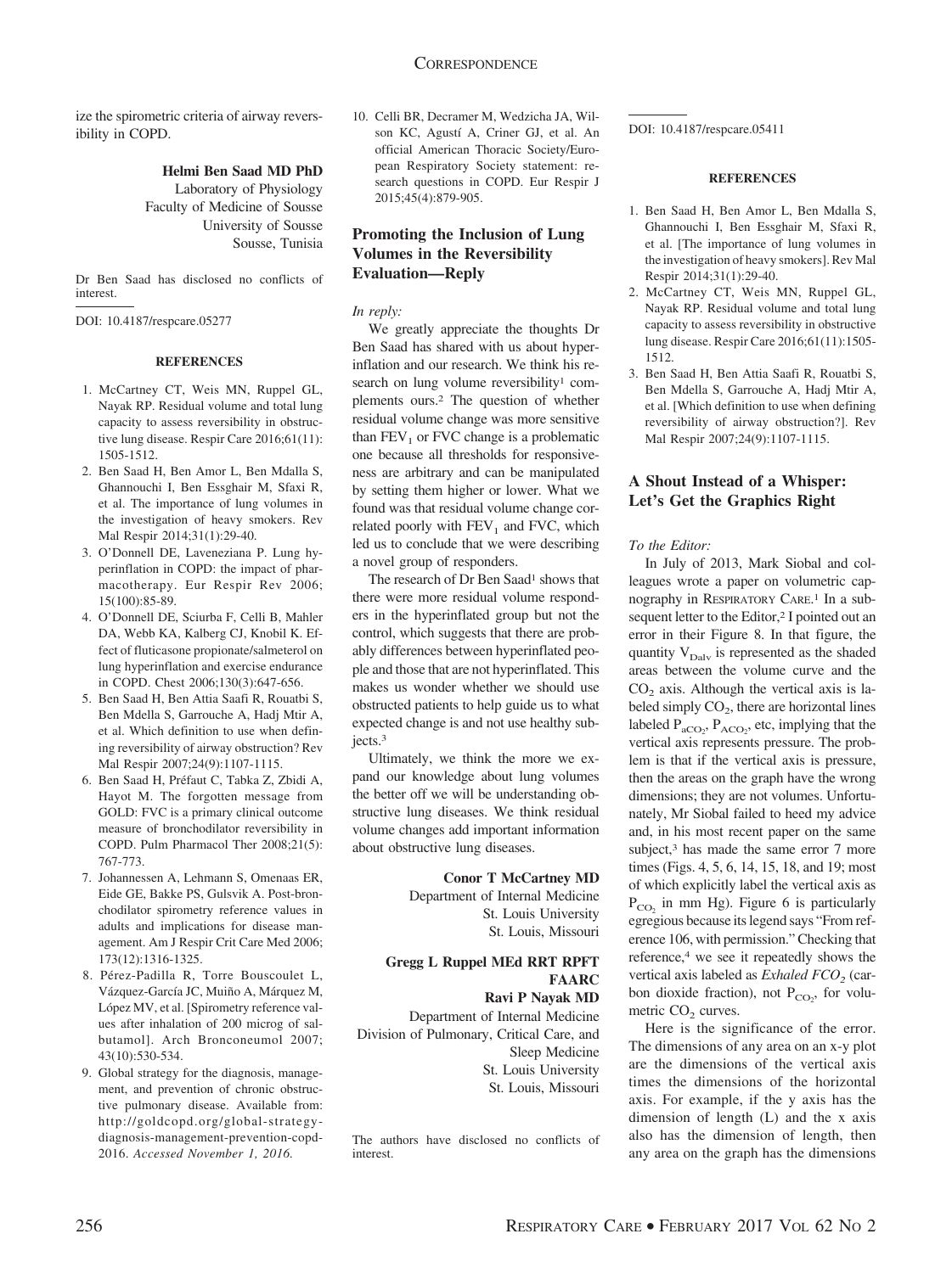ize the spirometric criteria of airway reversibility in COPD.

**Helmi Ben Saad MD PhD**
Laboratory of Physiology
Faculty of Medicine of Sousse
University of Sousse
Sousse, Tunisia

Dr Ben Saad has disclosed no conflicts of interest.

DOI: 10.4187/respcare.05277

#### REFERENCES

1. McCartney CT, Weis MN, Ruppel GL, Nayak RP. Residual volume and total lung capacity to assess reversibility in obstructive lung disease. Respir Care 2016;61(11): 1505-1512.
2. Ben Saad H, Ben Amor L, Ben Mdalla S, Ghannouchi I, Ben Essghair M, Sfaxi R, et al. The importance of lung volumes in the investigation of heavy smokers. Rev Mal Respir 2014;31(1):29-40.
3. O'Donnell DE, Laveneziana P. Lung hyperinflation in COPD: the impact of pharmacotherapy. Eur Respir Rev 2006; 15(100):85-89.
4. O'Donnell DE, Sciurba F, Celli B, Mahler DA, Webb KA, Kalberg CJ, Knobil K. Effect of fluticasone propionate/salmeterol on lung hyperinflation and exercise endurance in COPD. Chest 2006;130(3):647-656.
5. Ben Saad H, Ben Attia Saafi R, Rouatbi S, Ben Mdella S, Garrouche A, Hadj Mtir A, et al. Which definition to use when defining reversibility of airway obstruction? Rev Mal Respir 2007;24(9):1107-1115.
6. Ben Saad H, Préfaut C, Tabka Z, Zbidi A, Hayot M. The forgotten message from GOLD: FVC is a primary clinical outcome measure of bronchodilator reversibility in COPD. Pulm Pharmacol Ther 2008;21(5): 767-773.
7. Johannessen A, Lehmann S, Omenaas ER, Eide GE, Bakke PS, Gulsvik A. Post-bronchodilator spirometry reference values in adults and implications for disease management. Am J Respir Crit Care Med 2006; 173(12):1316-1325.
8. Pérez-Padilla R, Torre Bouscoulet L, Vázquez-García JC, Muiño A, Márquez M, López MV, et al. [Spirometry reference values after inhalation of 200 microg of salbutamol]. Arch Bronconeumol 2007; 43(10):530-534.
9. Global strategy for the diagnosis, management, and prevention of chronic obstructive pulmonary disease. Available from: http://goldcopd.org/global-strategy-diagnosis-management-prevention-copd-2016. *Accessed November 1, 2016.*
10. Celli BR, Decramer M, Wedzicha JA, Wilson KC, Agustí A, Criner GJ, et al. An official American Thoracic Society/European Respiratory Society statement: research questions in COPD. Eur Respir J 2015;45(4):879-905.

## Promoting the Inclusion of Lung Volumes in the Reversibility Evaluation—Reply

*In reply:*

We greatly appreciate the thoughts Dr Ben Saad has shared with us about hyperinflation and our research. We think his research on lung volume reversibility[1] complements ours.[2] The question of whether residual volume change was more sensitive than $FEV_1$ or FVC change is a problematic one because all thresholds for responsiveness are arbitrary and can be manipulated by setting them higher or lower. What we found was that residual volume change correlated poorly with $FEV_1$ and FVC, which led us to conclude that we were describing a novel group of responders.

The research of Dr Ben Saad[1] shows that there were more residual volume responders in the hyperinflated group but not the control, which suggests that there are probably differences between hyperinflated people and those that are not hyperinflated. This makes us wonder whether we should use obstructed patients to help guide us to what expected change is and not use healthy subjects.[3]

Ultimately, we think the more we expand our knowledge about lung volumes the better off we will be understanding obstructive lung diseases. We think residual volume changes add important information about obstructive lung diseases.

**Conor T McCartney MD**
Department of Internal Medicine
St. Louis University
St. Louis, Missouri

**Gregg L Ruppel MEd RRT RPFT FAARC**
**Ravi P Nayak MD**
Department of Internal Medicine
Division of Pulmonary, Critical Care, and Sleep Medicine
St. Louis University
St. Louis, Missouri

The authors have disclosed no conflicts of interest.

DOI: 10.4187/respcare.05411

#### REFERENCES

1. Ben Saad H, Ben Amor L, Ben Mdalla S, Ghannouchi I, Ben Essghair M, Sfaxi R, et al. [The importance of lung volumes in the investigation of heavy smokers.] Rev Mal Respir 2014;31(1):29-40.
2. McCartney CT, Weis MN, Ruppel GL, Nayak RP. Residual volume and total lung capacity to assess reversibility in obstructive lung disease. Respir Care 2016;61(11):1505-1512.
3. Ben Saad H, Ben Attia Saafi R, Rouatbi S, Ben Mdella S, Garrouche A, Hadj Mtir A, et al. [Which definition to use when defining reversibility of airway obstruction?]. Rev Mal Respir 2007;24(9):1107-1115.

## A Shout Instead of a Whisper: Let's Get the Graphics Right

*To the Editor:*

In July of 2013, Mark Siobal and colleagues wrote a paper on volumetric capnography in RESPIRATORY CARE.[1] In a subsequent letter to the Editor,[2] I pointed out an error in their Figure 8. In that figure, the quantity $V_{Dalv}$ is represented as the shaded areas between the volume curve and the $CO_2$ axis. Although the vertical axis is labeled simply $CO_2$, there are horizontal lines labeled $P_{aCO_2}$, $P_{ACO_2}$, etc, implying that the vertical axis represents pressure. The problem is that if the vertical axis is pressure, then the areas on the graph have the wrong dimensions; they are not volumes. Unfortunately, Mr Siobal failed to heed my advice and, in his most recent paper on the same subject,[3] has made the same error 7 more times (Figs. 4, 5, 6, 14, 15, 18, and 19; most of which explicitly label the vertical axis as $P_{CO_2}$ in mm Hg). Figure 6 is particularly egregious because its legend says "From reference 106, with permission." Checking that reference,[4] we see it repeatedly shows the vertical axis labeled as *Exhaled* $FCO_2$ (carbon dioxide fraction), not $P_{CO_2}$, for volumetric $CO_2$ curves.

Here is the significance of the error. The dimensions of any area on an x-y plot are the dimensions of the vertical axis times the dimensions of the horizontal axis. For example, if the y axis has the dimension of length (L) and the x axis also has the dimension of length, then any area on the graph has the dimensions